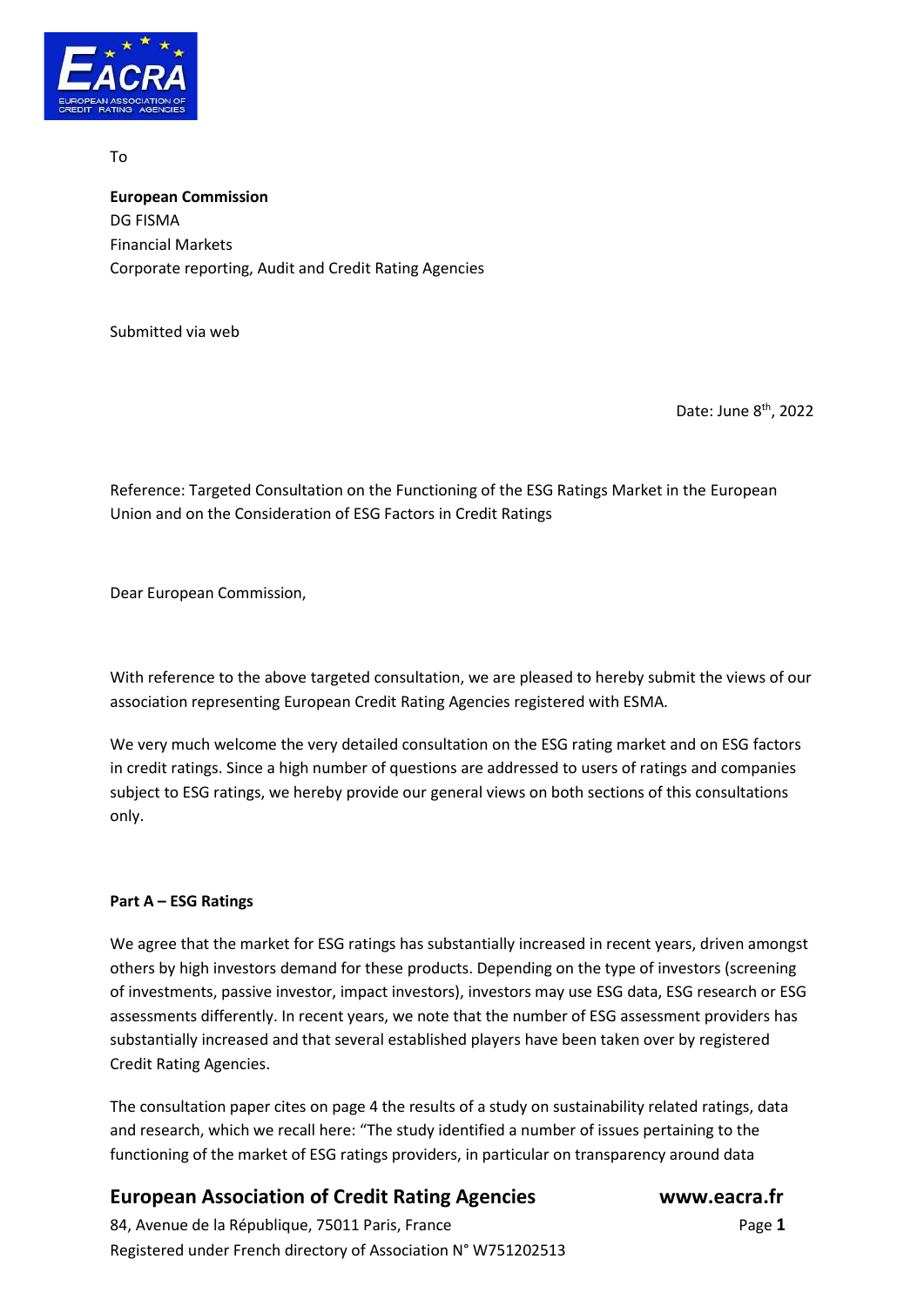To

**European Commission**
DG FISMA
Financial Markets
Corporate reporting, Audit and Credit Rating Agencies

Submitted via web

Date: June 8th, 2022

Reference: Targeted Consultation on the Functioning of the ESG Ratings Market in the European Union and on the Consideration of ESG Factors in Credit Ratings

Dear European Commission,

With reference to the above targeted consultation, we are pleased to hereby submit the views of our association representing European Credit Rating Agencies registered with ESMA.

We very much welcome the very detailed consultation on the ESG rating market and on ESG factors in credit ratings. Since a high number of questions are addressed to users of ratings and companies subject to ESG ratings, we hereby provide our general views on both sections of this consultations only.

**Part A – ESG Ratings**

We agree that the market for ESG ratings has substantially increased in recent years, driven amongst others by high investors demand for these products. Depending on the type of investors (screening of investments, passive investor, impact investors), investors may use ESG data, ESG research or ESG assessments differently. In recent years, we note that the number of ESG assessment providers has substantially increased and that several established players have been taken over by registered Credit Rating Agencies.

The consultation paper cites on page 4 the results of a study on sustainability related ratings, data and research, which we recall here: "The study identified a number of issues pertaining to the functioning of the market of ESG ratings providers, in particular on transparency around data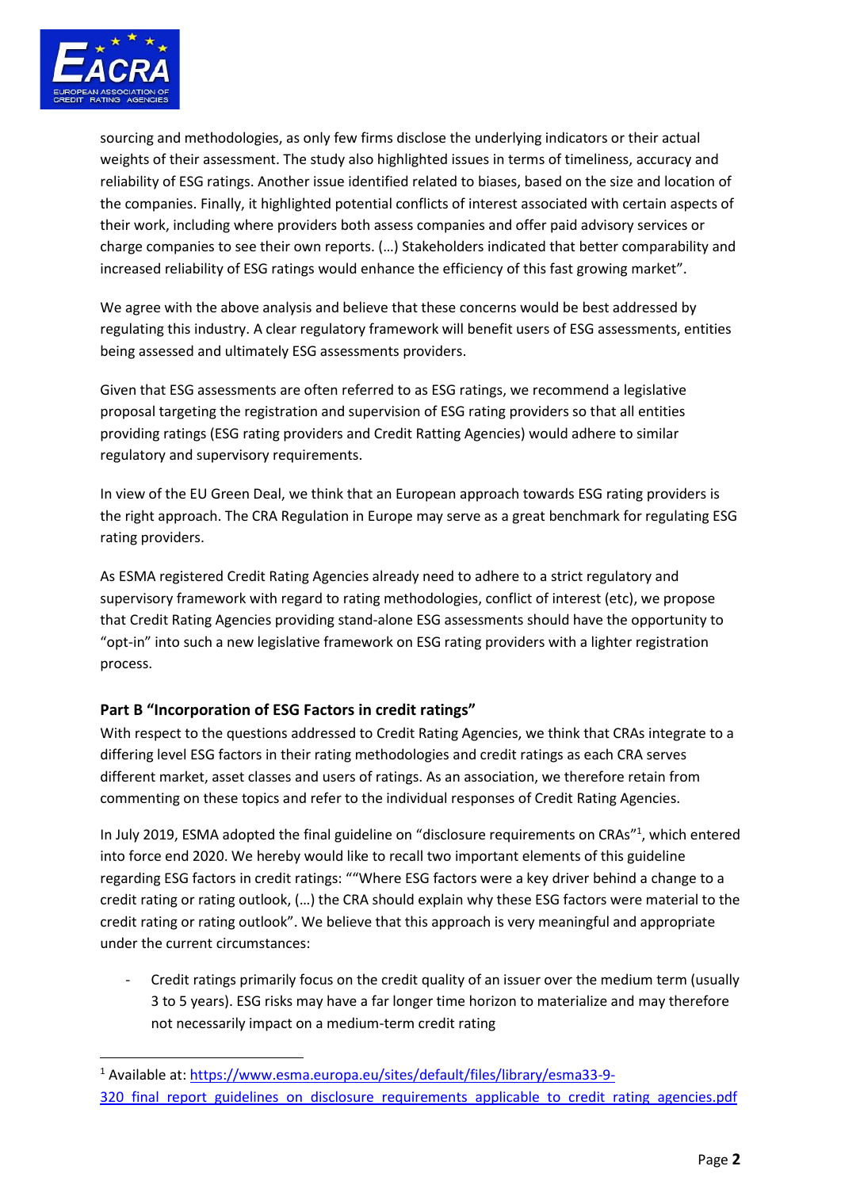sourcing and methodologies, as only few firms disclose the underlying indicators or their actual weights of their assessment. The study also highlighted issues in terms of timeliness, accuracy and reliability of ESG ratings. Another issue identified related to biases, based on the size and location of the companies. Finally, it highlighted potential conflicts of interest associated with certain aspects of their work, including where providers both assess companies and offer paid advisory services or charge companies to see their own reports. (…) Stakeholders indicated that better comparability and increased reliability of ESG ratings would enhance the efficiency of this fast growing market".

We agree with the above analysis and believe that these concerns would be best addressed by regulating this industry. A clear regulatory framework will benefit users of ESG assessments, entities being assessed and ultimately ESG assessments providers.

Given that ESG assessments are often referred to as ESG ratings, we recommend a legislative proposal targeting the registration and supervision of ESG rating providers so that all entities providing ratings (ESG rating providers and Credit Ratting Agencies) would adhere to similar regulatory and supervisory requirements.

In view of the EU Green Deal, we think that an European approach towards ESG rating providers is the right approach. The CRA Regulation in Europe may serve as a great benchmark for regulating ESG rating providers.

As ESMA registered Credit Rating Agencies already need to adhere to a strict regulatory and supervisory framework with regard to rating methodologies, conflict of interest (etc), we propose that Credit Rating Agencies providing stand-alone ESG assessments should have the opportunity to "opt-in" into such a new legislative framework on ESG rating providers with a lighter registration process.

### Part B "Incorporation of ESG Factors in credit ratings"

With respect to the questions addressed to Credit Rating Agencies, we think that CRAs integrate to a differing level ESG factors in their rating methodologies and credit ratings as each CRA serves different market, asset classes and users of ratings. As an association, we therefore retain from commenting on these topics and refer to the individual responses of Credit Rating Agencies.

In July 2019, ESMA adopted the final guideline on "disclosure requirements on CRAs"[1], which entered into force end 2020. We hereby would like to recall two important elements of this guideline regarding ESG factors in credit ratings: ""Where ESG factors were a key driver behind a change to a credit rating or rating outlook, (…) the CRA should explain why these ESG factors were material to the credit rating or rating outlook". We believe that this approach is very meaningful and appropriate under the current circumstances:

- Credit ratings primarily focus on the credit quality of an issuer over the medium term (usually 3 to 5 years). ESG risks may have a far longer time horizon to materialize and may therefore not necessarily impact on a medium-term credit rating

---

[1] Available at: https://www.esma.europa.eu/sites/default/files/library/esma33-9-320_final_report_guidelines_on_disclosure_requirements_applicable_to_credit_rating_agencies.pdf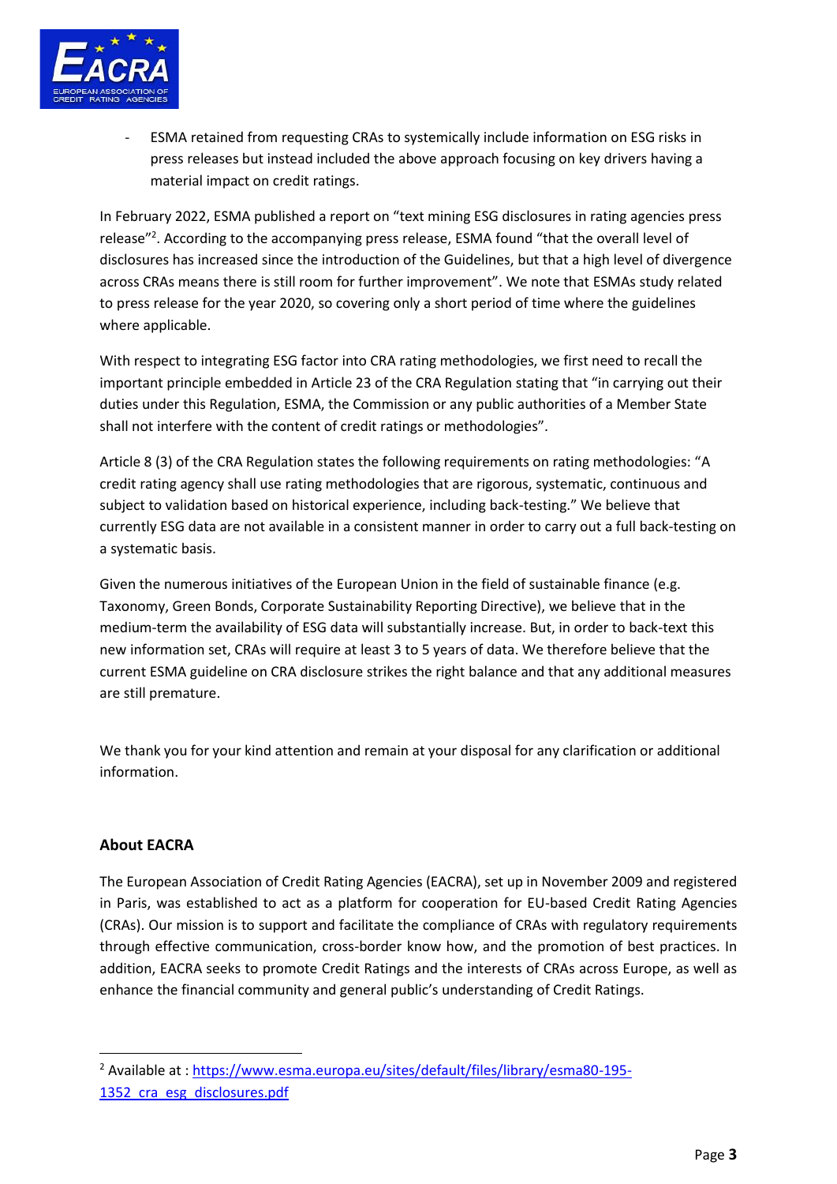- ESMA retained from requesting CRAs to systemically include information on ESG risks in press releases but instead included the above approach focusing on key drivers having a material impact on credit ratings.

In February 2022, ESMA published a report on "text mining ESG disclosures in rating agencies press release"[2]. According to the accompanying press release, ESMA found "that the overall level of disclosures has increased since the introduction of the Guidelines, but that a high level of divergence across CRAs means there is still room for further improvement". We note that ESMAs study related to press release for the year 2020, so covering only a short period of time where the guidelines where applicable.

With respect to integrating ESG factor into CRA rating methodologies, we first need to recall the important principle embedded in Article 23 of the CRA Regulation stating that "in carrying out their duties under this Regulation, ESMA, the Commission or any public authorities of a Member State shall not interfere with the content of credit ratings or methodologies".

Article 8 (3) of the CRA Regulation states the following requirements on rating methodologies: "A credit rating agency shall use rating methodologies that are rigorous, systematic, continuous and subject to validation based on historical experience, including back-testing." We believe that currently ESG data are not available in a consistent manner in order to carry out a full back-testing on a systematic basis.

Given the numerous initiatives of the European Union in the field of sustainable finance (e.g. Taxonomy, Green Bonds, Corporate Sustainability Reporting Directive), we believe that in the medium-term the availability of ESG data will substantially increase. But, in order to back-text this new information set, CRAs will require at least 3 to 5 years of data. We therefore believe that the current ESMA guideline on CRA disclosure strikes the right balance and that any additional measures are still premature.

We thank you for your kind attention and remain at your disposal for any clarification or additional information.

**About EACRA**

The European Association of Credit Rating Agencies (EACRA), set up in November 2009 and registered in Paris, was established to act as a platform for cooperation for EU-based Credit Rating Agencies (CRAs). Our mission is to support and facilitate the compliance of CRAs with regulatory requirements through effective communication, cross-border know how, and the promotion of best practices. In addition, EACRA seeks to promote Credit Ratings and the interests of CRAs across Europe, as well as enhance the financial community and general public's understanding of Credit Ratings.

[2] Available at : https://www.esma.europa.eu/sites/default/files/library/esma80-195-1352_cra_esg_disclosures.pdf